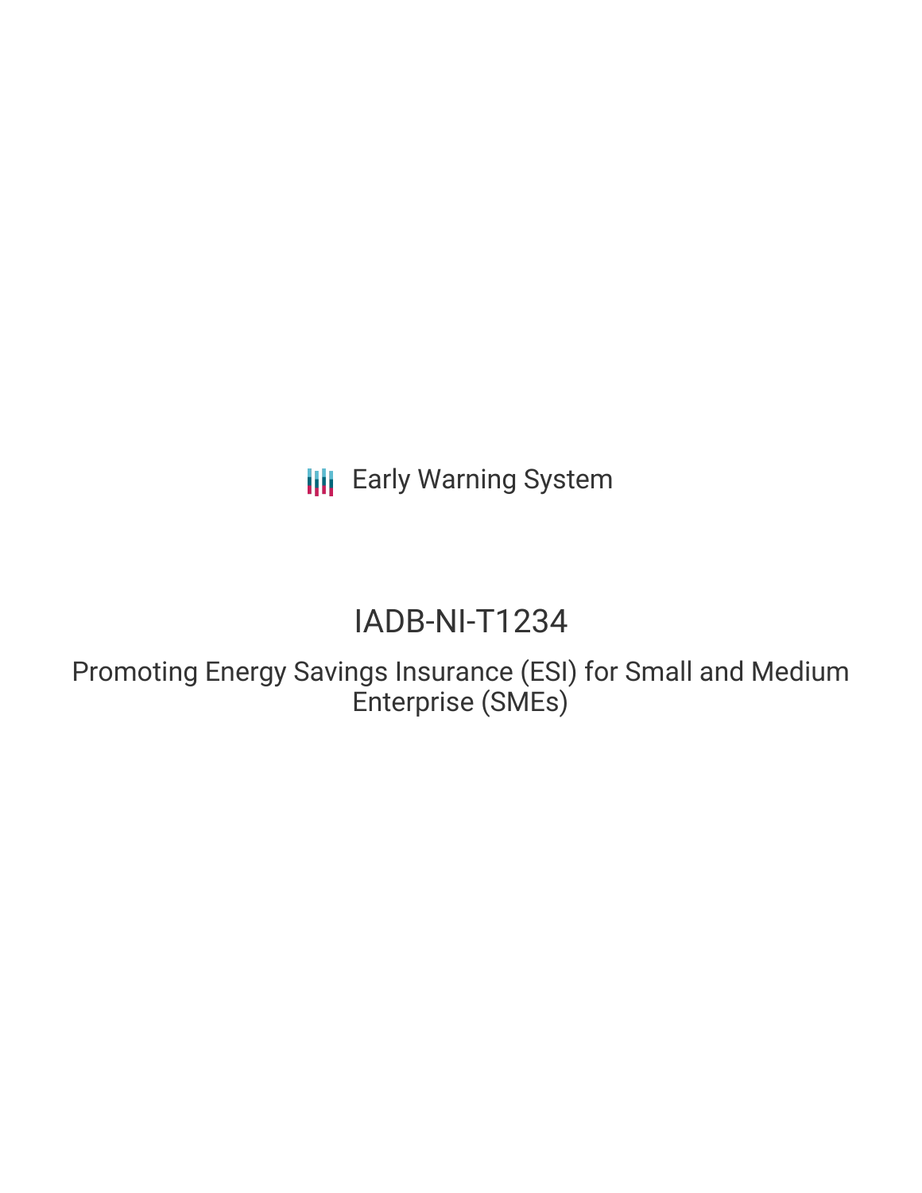Early Warning System

# IADB-NI-T1234

## Promoting Energy Savings Insurance (ESI) for Small and Medium Enterprise (SMEs)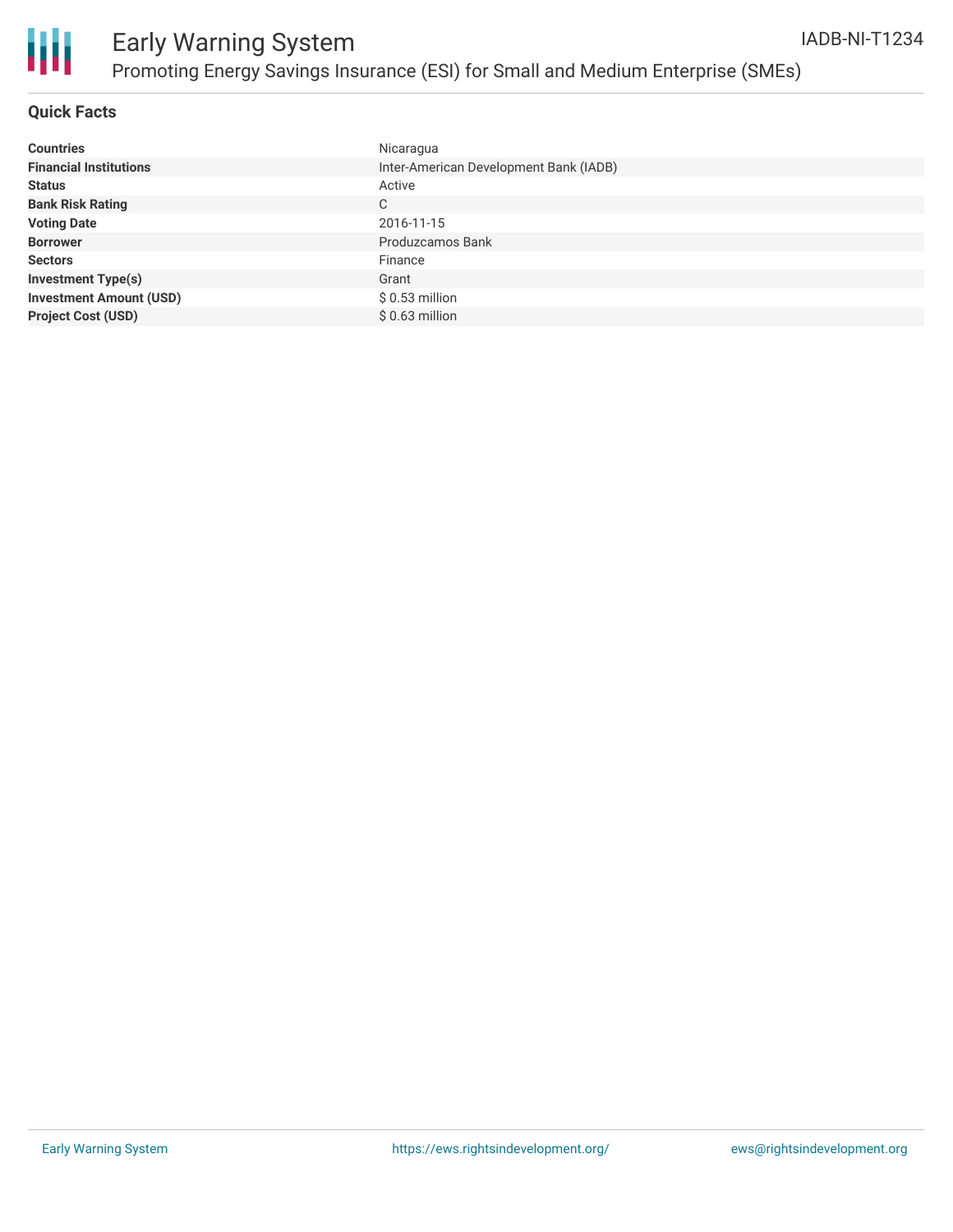# Early Warning System

## Promoting Energy Savings Insurance (ESI) for Small and Medium Enterprise (SMEs)

IADB-NI-T1234

### Quick Facts

| | |
|---|---|
| **Countries** | Nicaragua |
| **Financial Institutions** | Inter-American Development Bank (IADB) |
| **Status** | Active |
| **Bank Risk Rating** | C |
| **Voting Date** | 2016-11-15 |
| **Borrower** | Produzcamos Bank |
| **Sectors** | Finance |
| **Investment Type(s)** | Grant |
| **Investment Amount (USD)** | $ 0.53 million |
| **Project Cost (USD)** | $ 0.63 million |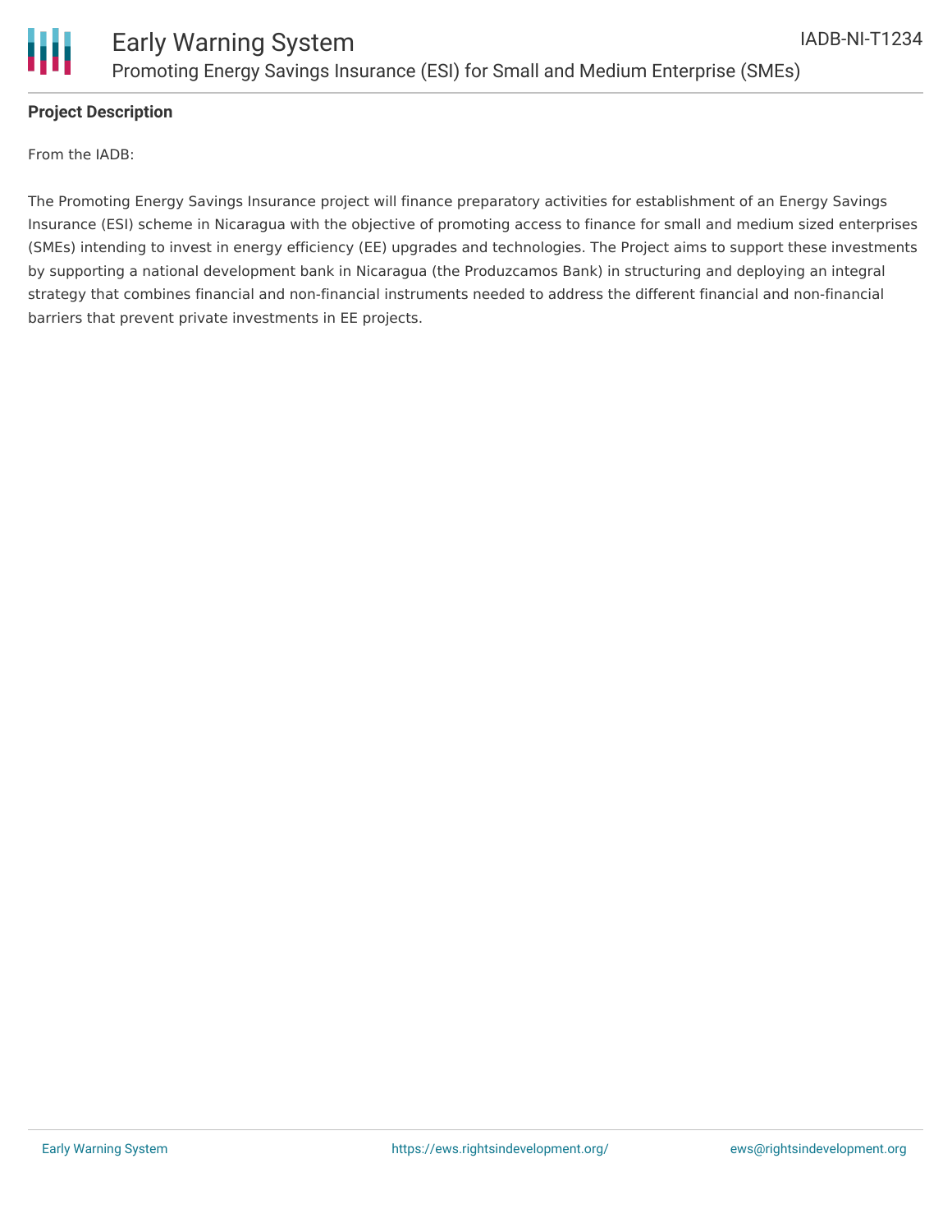## Project Description

From the IADB:

The Promoting Energy Savings Insurance project will finance preparatory activities for establishment of an Energy Savings Insurance (ESI) scheme in Nicaragua with the objective of promoting access to finance for small and medium sized enterprises (SMEs) intending to invest in energy efficiency (EE) upgrades and technologies. The Project aims to support these investments by supporting a national development bank in Nicaragua (the Produzcamos Bank) in structuring and deploying an integral strategy that combines financial and non-financial instruments needed to address the different financial and non-financial barriers that prevent private investments in EE projects.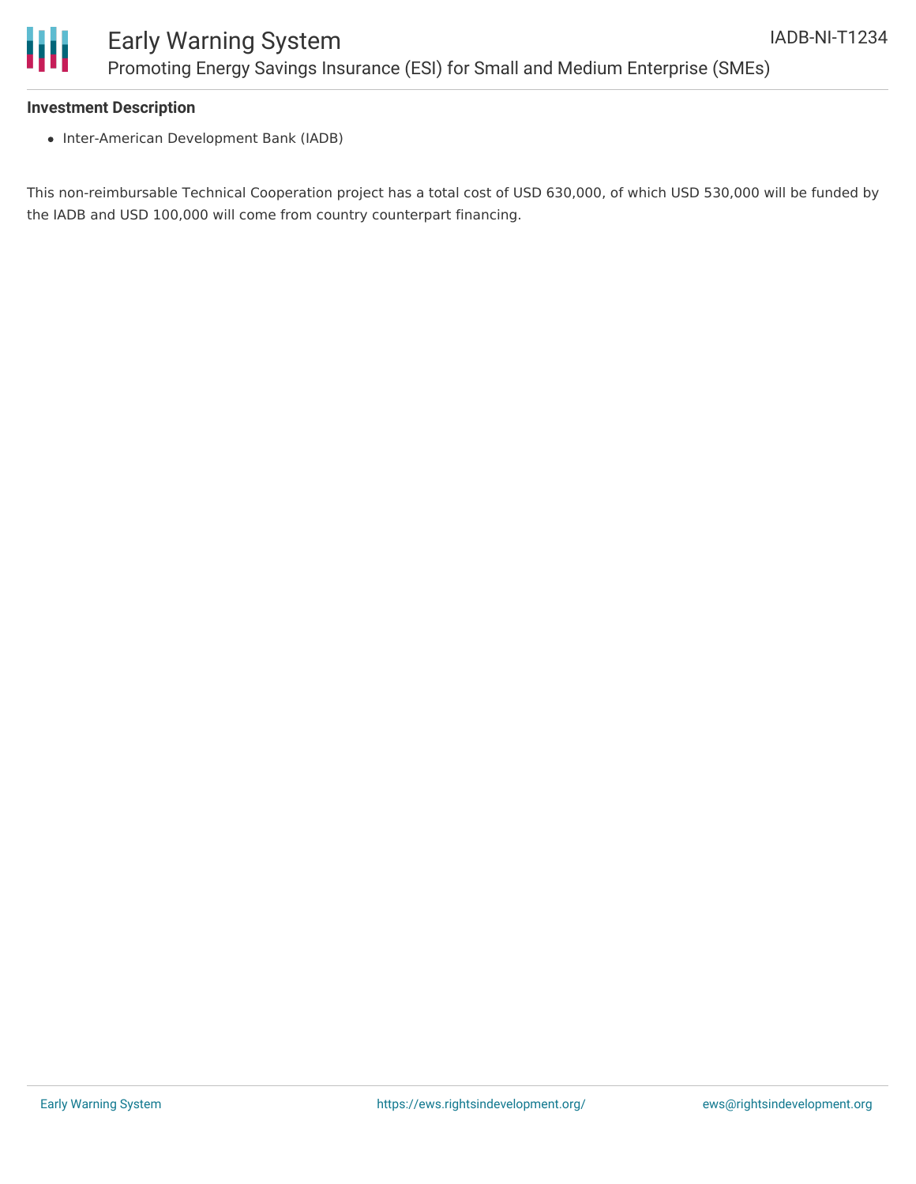**Investment Description**

- Inter-American Development Bank (IADB)

This non-reimbursable Technical Cooperation project has a total cost of USD 630,000, of which USD 530,000 will be funded by the IADB and USD 100,000 will come from country counterpart financing.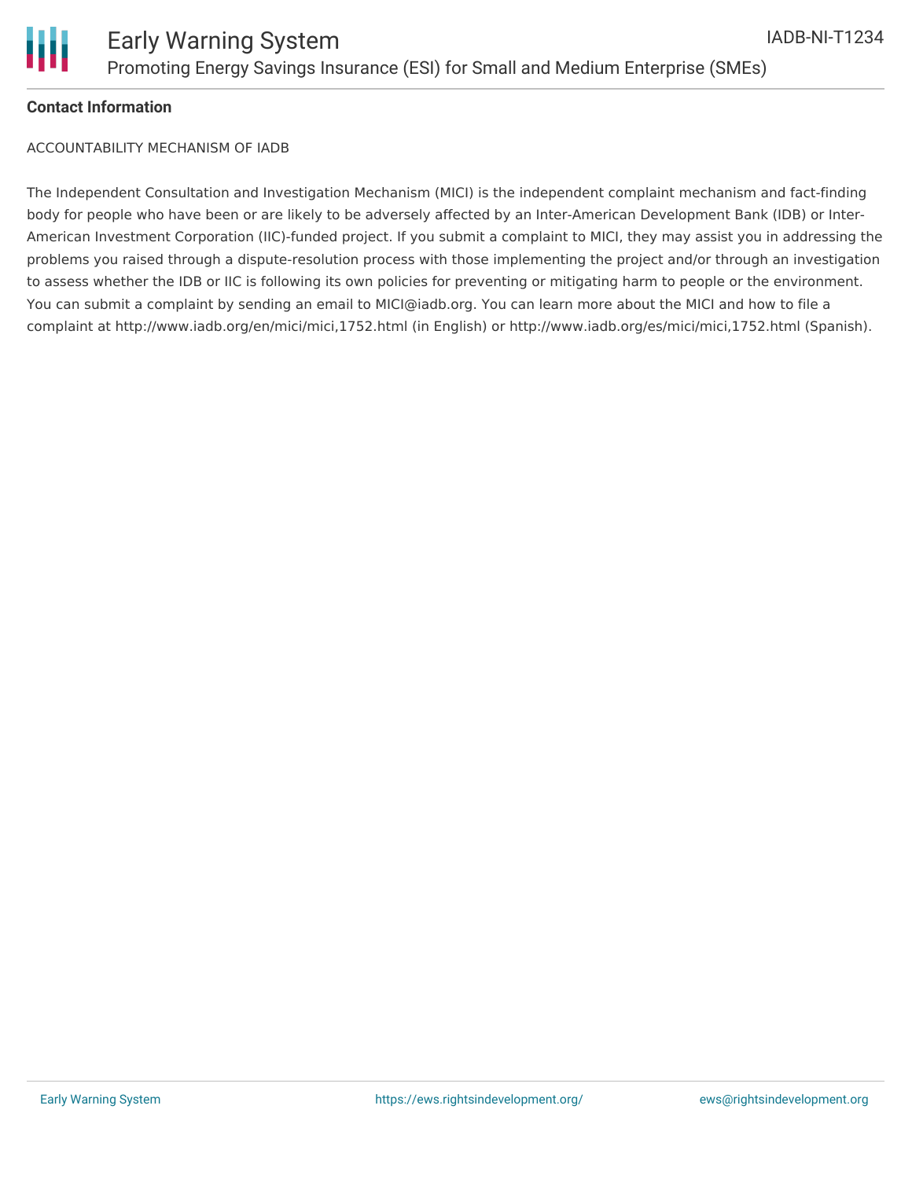**Contact Information**

ACCOUNTABILITY MECHANISM OF IADB

The Independent Consultation and Investigation Mechanism (MICI) is the independent complaint mechanism and fact-finding body for people who have been or are likely to be adversely affected by an Inter-American Development Bank (IDB) or Inter-American Investment Corporation (IIC)-funded project. If you submit a complaint to MICI, they may assist you in addressing the problems you raised through a dispute-resolution process with those implementing the project and/or through an investigation to assess whether the IDB or IIC is following its own policies for preventing or mitigating harm to people or the environment. You can submit a complaint by sending an email to MICI@iadb.org. You can learn more about the MICI and how to file a complaint at http://www.iadb.org/en/mici/mici,1752.html (in English) or http://www.iadb.org/es/mici/mici,1752.html (Spanish).